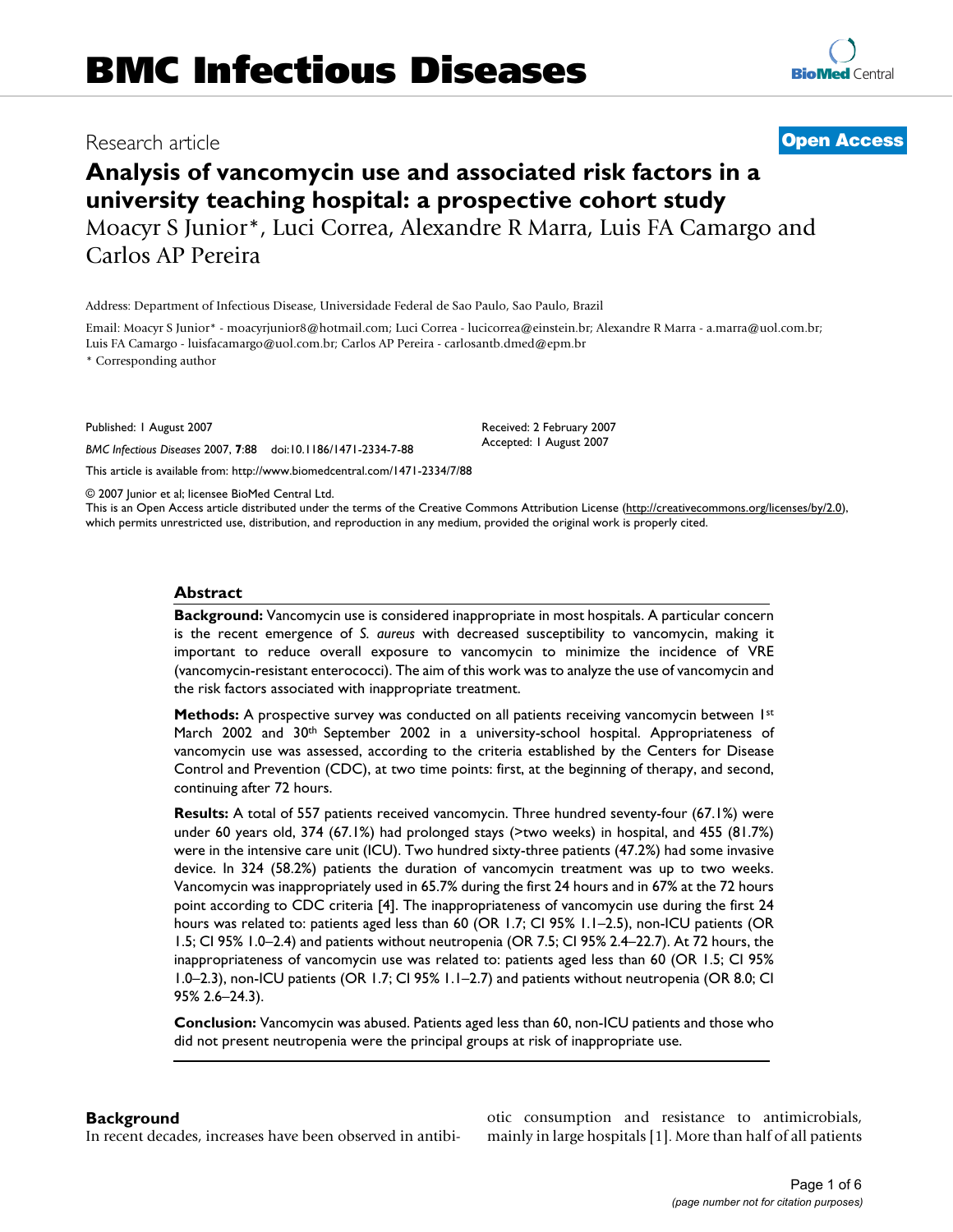Research article

**Open Access**

# Analysis of vancomycin use and associated risk factors in a university teaching hospital: a prospective cohort study

Moacyr S Junior*, Luci Correa, Alexandre R Marra, Luis FA Camargo and Carlos AP Pereira

Address: Department of Infectious Disease, Universidade Federal de Sao Paulo, Sao Paulo, Brazil

Email: Moacyr S Junior* - moacyrjunior8@hotmail.com; Luci Correa - lucicorrea@einstein.br; Alexandre R Marra - a.marra@uol.com.br; Luis FA Camargo - luisfacamargo@uol.com.br; Carlos AP Pereira - carlosantb.dmed@epm.br

\* Corresponding author

Published: 1 August 2007

*BMC Infectious Diseases* 2007, **7**:88 doi:10.1186/1471-2334-7-88

Received: 2 February 2007
Accepted: 1 August 2007

This article is available from: http://www.biomedcentral.com/1471-2334/7/88

© 2007 Junior et al; licensee BioMed Central Ltd.
This is an Open Access article distributed under the terms of the Creative Commons Attribution License (http://creativecommons.org/licenses/by/2.0), which permits unrestricted use, distribution, and reproduction in any medium, provided the original work is properly cited.

## Abstract

**Background:** Vancomycin use is considered inappropriate in most hospitals. A particular concern is the recent emergence of *S. aureus* with decreased susceptibility to vancomycin, making it important to reduce overall exposure to vancomycin to minimize the incidence of VRE (vancomycin-resistant enterococci). The aim of this work was to analyze the use of vancomycin and the risk factors associated with inappropriate treatment.

**Methods:** A prospective survey was conducted on all patients receiving vancomycin between 1st March 2002 and 30th September 2002 in a university-school hospital. Appropriateness of vancomycin use was assessed, according to the criteria established by the Centers for Disease Control and Prevention (CDC), at two time points: first, at the beginning of therapy, and second, continuing after 72 hours.

**Results:** A total of 557 patients received vancomycin. Three hundred seventy-four (67.1%) were under 60 years old, 374 (67.1%) had prolonged stays (>two weeks) in hospital, and 455 (81.7%) were in the intensive care unit (ICU). Two hundred sixty-three patients (47.2%) had some invasive device. In 324 (58.2%) patients the duration of vancomycin treatment was up to two weeks. Vancomycin was inappropriately used in 65.7% during the first 24 hours and in 67% at the 72 hours point according to CDC criteria [4]. The inappropriateness of vancomycin use during the first 24 hours was related to: patients aged less than 60 (OR 1.7; CI 95% 1.1–2.5), non-ICU patients (OR 1.5; CI 95% 1.0–2.4) and patients without neutropenia (OR 7.5; CI 95% 2.4–22.7). At 72 hours, the inappropriateness of vancomycin use was related to: patients aged less than 60 (OR 1.5; CI 95% 1.0–2.3), non-ICU patients (OR 1.7; CI 95% 1.1–2.7) and patients without neutropenia (OR 8.0; CI 95% 2.6–24.3).

**Conclusion:** Vancomycin was abused. Patients aged less than 60, non-ICU patients and those who did not present neutropenia were the principal groups at risk of inappropriate use.

## Background

In recent decades, increases have been observed in antibiotic consumption and resistance to antimicrobials, mainly in large hospitals [1]. More than half of all patients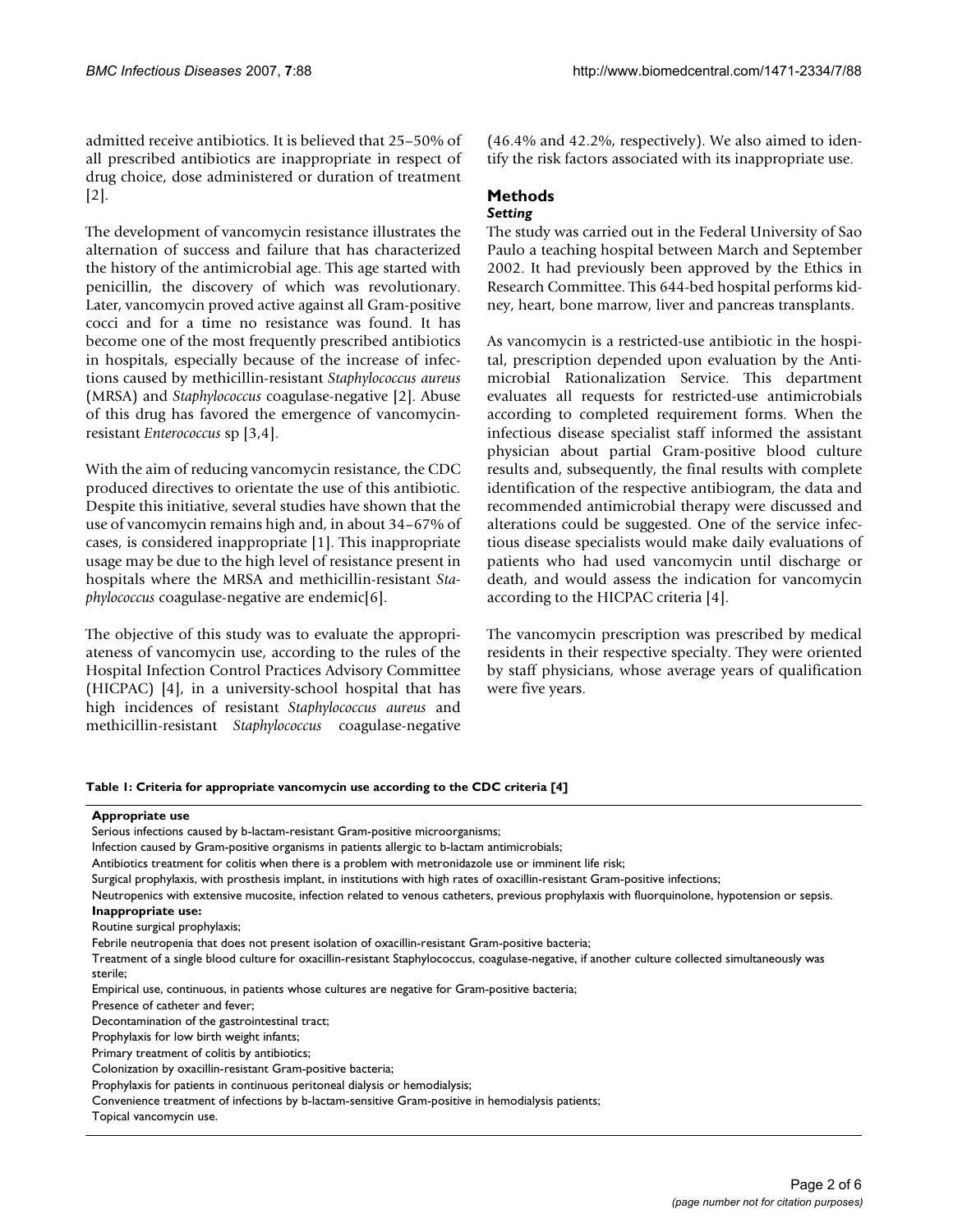admitted receive antibiotics. It is believed that 25–50% of all prescribed antibiotics are inappropriate in respect of drug choice, dose administered or duration of treatment [2].

The development of vancomycin resistance illustrates the alternation of success and failure that has characterized the history of the antimicrobial age. This age started with penicillin, the discovery of which was revolutionary. Later, vancomycin proved active against all Gram-positive cocci and for a time no resistance was found. It has become one of the most frequently prescribed antibiotics in hospitals, especially because of the increase of infections caused by methicillin-resistant *Staphylococcus aureus* (MRSA) and *Staphylococcus* coagulase-negative [2]. Abuse of this drug has favored the emergence of vancomycin-resistant *Enterococcus* sp [3,4].

With the aim of reducing vancomycin resistance, the CDC produced directives to orientate the use of this antibiotic. Despite this initiative, several studies have shown that the use of vancomycin remains high and, in about 34–67% of cases, is considered inappropriate [1]. This inappropriate usage may be due to the high level of resistance present in hospitals where the MRSA and methicillin-resistant *Staphylococcus* coagulase-negative are endemic[6].

The objective of this study was to evaluate the appropriateness of vancomycin use, according to the rules of the Hospital Infection Control Practices Advisory Committee (HICPAC) [4], in a university-school hospital that has high incidences of resistant *Staphylococcus aureus* and methicillin-resistant *Staphylococcus* coagulase-negative (46.4% and 42.2%, respectively). We also aimed to identify the risk factors associated with its inappropriate use.

## Methods

### *Setting*

The study was carried out in the Federal University of Sao Paulo a teaching hospital between March and September 2002. It had previously been approved by the Ethics in Research Committee. This 644-bed hospital performs kidney, heart, bone marrow, liver and pancreas transplants.

As vancomycin is a restricted-use antibiotic in the hospital, prescription depended upon evaluation by the Antimicrobial Rationalization Service. This department evaluates all requests for restricted-use antimicrobials according to completed requirement forms. When the infectious disease specialist staff informed the assistant physician about partial Gram-positive blood culture results and, subsequently, the final results with complete identification of the respective antibiogram, the data and recommended antimicrobial therapy were discussed and alterations could be suggested. One of the service infectious disease specialists would make daily evaluations of patients who had used vancomycin until discharge or death, and would assess the indication for vancomycin according to the HICPAC criteria [4].

The vancomycin prescription was prescribed by medical residents in their respective specialty. They were oriented by staff physicians, whose average years of qualification were five years.

**Table 1: Criteria for appropriate vancomycin use according to the CDC criteria [4]**

| |
|---|
| **Appropriate use** |
| Serious infections caused by b-lactam-resistant Gram-positive microorganisms; |
| Infection caused by Gram-positive organisms in patients allergic to b-lactam antimicrobials; |
| Antibiotics treatment for colitis when there is a problem with metronidazole use or imminent life risk; |
| Surgical prophylaxis, with prosthesis implant, in institutions with high rates of oxacillin-resistant Gram-positive infections; |
| Neutropenics with extensive mucosite, infection related to venous catheters, previous prophylaxis with fluorquinolone, hypotension or sepsis. |
| **Inappropriate use:** |
| Routine surgical prophylaxis; |
| Febrile neutropenia that does not present isolation of oxacillin-resistant Gram-positive bacteria; |
| Treatment of a single blood culture for oxacillin-resistant Staphylococcus, coagulase-negative, if another culture collected simultaneously was sterile; |
| Empirical use, continuous, in patients whose cultures are negative for Gram-positive bacteria; |
| Presence of catheter and fever; |
| Decontamination of the gastrointestinal tract; |
| Prophylaxis for low birth weight infants; |
| Primary treatment of colitis by antibiotics; |
| Colonization by oxacillin-resistant Gram-positive bacteria; |
| Prophylaxis for patients in continuous peritoneal dialysis or hemodialysis; |
| Convenience treatment of infections by b-lactam-sensitive Gram-positive in hemodialysis patients; |
| Topical vancomycin use. |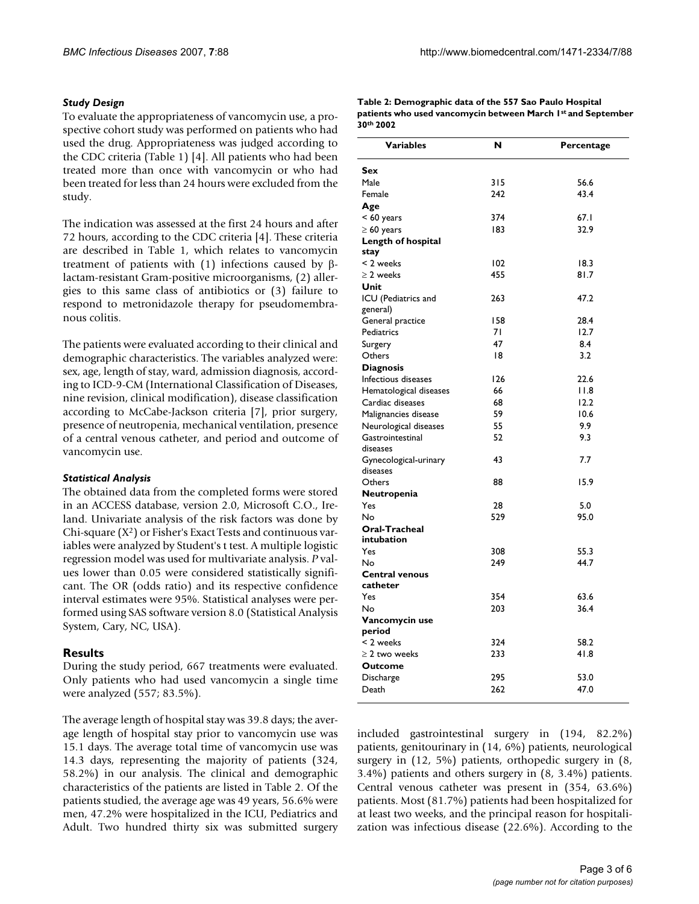### *Study Design*

To evaluate the appropriateness of vancomycin use, a prospective cohort study was performed on patients who had used the drug. Appropriateness was judged according to the CDC criteria (Table 1) [4]. All patients who had been treated more than once with vancomycin or who had been treated for less than 24 hours were excluded from the study.

The indication was assessed at the first 24 hours and after 72 hours, according to the CDC criteria [4]. These criteria are described in Table 1, which relates to vancomycin treatment of patients with (1) infections caused by β-lactam-resistant Gram-positive microorganisms, (2) allergies to this same class of antibiotics or (3) failure to respond to metronidazole therapy for pseudomembranous colitis.

The patients were evaluated according to their clinical and demographic characteristics. The variables analyzed were: sex, age, length of stay, ward, admission diagnosis, according to ICD-9-CM (International Classification of Diseases, nine revision, clinical modification), disease classification according to McCabe-Jackson criteria [7], prior surgery, presence of neutropenia, mechanical ventilation, presence of a central venous catheter, and period and outcome of vancomycin use.

### *Statistical Analysis*

The obtained data from the completed forms were stored in an ACCESS database, version 2.0, Microsoft C.O., Ireland. Univariate analysis of the risk factors was done by Chi-square ($X^2$) or Fisher's Exact Tests and continuous variables were analyzed by Student's t test. A multiple logistic regression model was used for multivariate analysis. *P* values lower than 0.05 were considered statistically significant. The OR (odds ratio) and its respective confidence interval estimates were 95%. Statistical analyses were performed using SAS software version 8.0 (Statistical Analysis System, Cary, NC, USA).

## Results

During the study period, 667 treatments were evaluated. Only patients who had used vancomycin a single time were analyzed (557; 83.5%).

The average length of hospital stay was 39.8 days; the average length of hospital stay prior to vancomycin use was 15.1 days. The average total time of vancomycin use was 14.3 days, representing the majority of patients (324, 58.2%) in our analysis. The clinical and demographic characteristics of the patients are listed in Table 2. Of the patients studied, the average age was 49 years, 56.6% were men, 47.2% were hospitalized in the ICU, Pediatrics and Adult. Two hundred thirty six was submitted surgery included gastrointestinal surgery in (194, 82.2%) patients, genitourinary in (14, 6%) patients, neurological surgery in (12, 5%) patients, orthopedic surgery in (8, 3.4%) patients and others surgery in (8, 3.4%) patients. Central venous catheter was present in (354, 63.6%) patients. Most (81.7%) patients had been hospitalized for at least two weeks, and the principal reason for hospitalization was infectious disease (22.6%). According to the

**Table 2: Demographic data of the 557 Sao Paulo Hospital patients who used vancomycin between March 1st and September 30th 2002**

| Variables | N | Percentage |
|---|---|---|
| **Sex** | | |
| Male | 315 | 56.6 |
| Female | 242 | 43.4 |
| **Age** | | |
| < 60 years | 374 | 67.1 |
| ≥ 60 years | 183 | 32.9 |
| **Length of hospital stay** | | |
| < 2 weeks | 102 | 18.3 |
| ≥ 2 weeks | 455 | 81.7 |
| **Unit** | | |
| ICU (Pediatrics and general) | 263 | 47.2 |
| General practice | 158 | 28.4 |
| Pediatrics | 71 | 12.7 |
| Surgery | 47 | 8.4 |
| Others | 18 | 3.2 |
| **Diagnosis** | | |
| Infectious diseases | 126 | 22.6 |
| Hematological diseases | 66 | 11.8 |
| Cardiac diseases | 68 | 12.2 |
| Malignancies disease | 59 | 10.6 |
| Neurological diseases | 55 | 9.9 |
| Gastrointestinal diseases | 52 | 9.3 |
| Gynecological-urinary diseases | 43 | 7.7 |
| Others | 88 | 15.9 |
| **Neutropenia** | | |
| Yes | 28 | 5.0 |
| No | 529 | 95.0 |
| **Oral-Tracheal intubation** | | |
| Yes | 308 | 55.3 |
| No | 249 | 44.7 |
| **Central venous catheter** | | |
| Yes | 354 | 63.6 |
| No | 203 | 36.4 |
| **Vancomycin use period** | | |
| < 2 weeks | 324 | 58.2 |
| ≥ 2 two weeks | 233 | 41.8 |
| **Outcome** | | |
| Discharge | 295 | 53.0 |
| Death | 262 | 47.0 |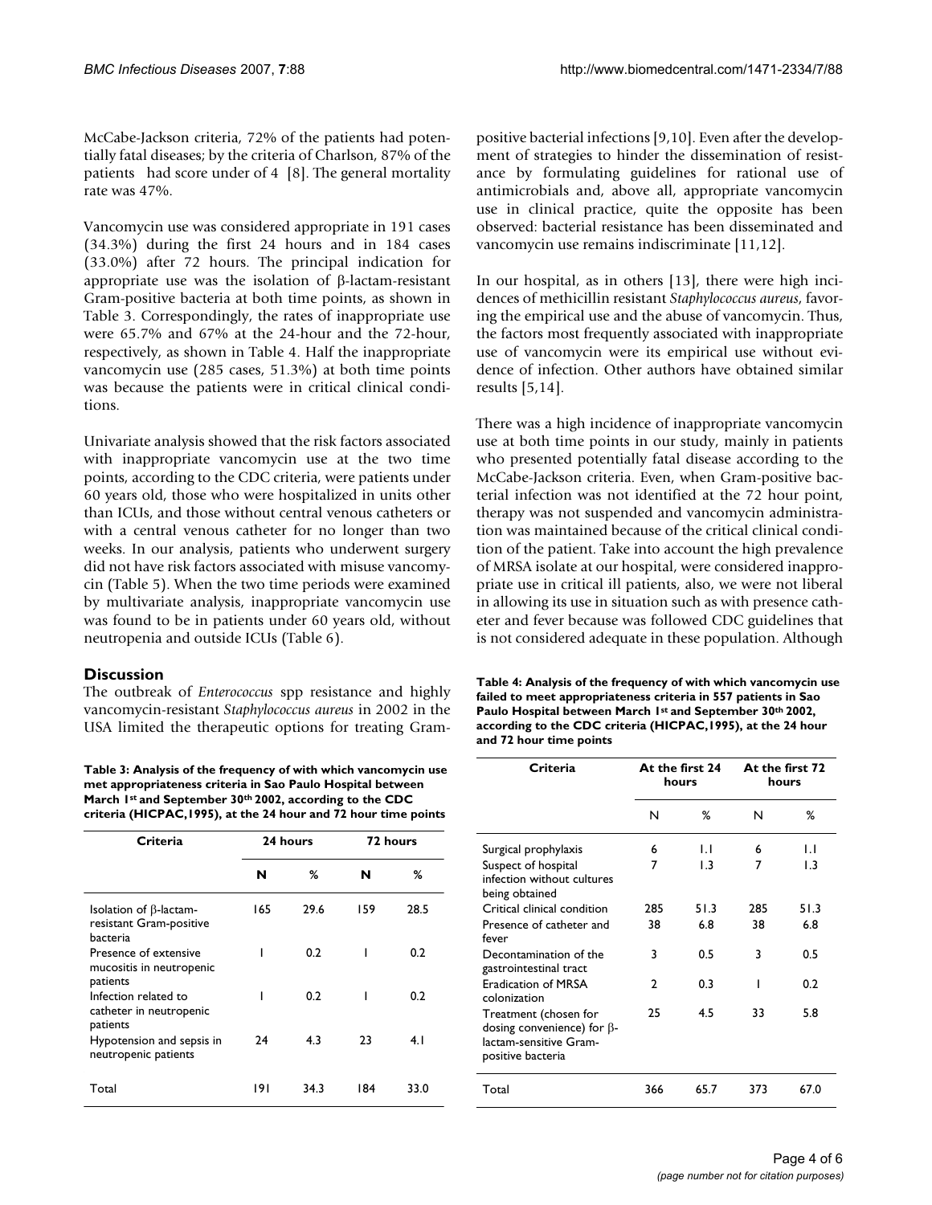McCabe-Jackson criteria, 72% of the patients had potentially fatal diseases; by the criteria of Charlson, 87% of the patients had score under of 4 [8]. The general mortality rate was 47%.

Vancomycin use was considered appropriate in 191 cases (34.3%) during the first 24 hours and in 184 cases (33.0%) after 72 hours. The principal indication for appropriate use was the isolation of β-lactam-resistant Gram-positive bacteria at both time points, as shown in Table 3. Correspondingly, the rates of inappropriate use were 65.7% and 67% at the 24-hour and the 72-hour, respectively, as shown in Table 4. Half the inappropriate vancomycin use (285 cases, 51.3%) at both time points was because the patients were in critical clinical conditions.

Univariate analysis showed that the risk factors associated with inappropriate vancomycin use at the two time points, according to the CDC criteria, were patients under 60 years old, those who were hospitalized in units other than ICUs, and those without central venous catheters or with a central venous catheter for no longer than two weeks. In our analysis, patients who underwent surgery did not have risk factors associated with misuse vancomycin (Table 5). When the two time periods were examined by multivariate analysis, inappropriate vancomycin use was found to be in patients under 60 years old, without neutropenia and outside ICUs (Table 6).

## Discussion

The outbreak of *Enterococcus* spp resistance and highly vancomycin-resistant *Staphylococcus aureus* in 2002 in the USA limited the therapeutic options for treating Gram-positive bacterial infections [9,10]. Even after the development of strategies to hinder the dissemination of resistance by formulating guidelines for rational use of antimicrobials and, above all, appropriate vancomycin use in clinical practice, quite the opposite has been observed: bacterial resistance has been disseminated and vancomycin use remains indiscriminate [11,12].

In our hospital, as in others [13], there were high incidences of methicillin resistant *Staphylococcus aureus*, favoring the empirical use and the abuse of vancomycin. Thus, the factors most frequently associated with inappropriate use of vancomycin were its empirical use without evidence of infection. Other authors have obtained similar results [5,14].

There was a high incidence of inappropriate vancomycin use at both time points in our study, mainly in patients who presented potentially fatal disease according to the McCabe-Jackson criteria. Even, when Gram-positive bacterial infection was not identified at the 72 hour point, therapy was not suspended and vancomycin administration was maintained because of the critical clinical condition of the patient. Take into account the high prevalence of MRSA isolate at our hospital, were considered inappropriate use in critical ill patients, also, we were not liberal in allowing its use in situation such as with presence catheter and fever because was followed CDC guidelines that is not considered adequate in these population. Although

**Table 3: Analysis of the frequency of with which vancomycin use met appropriateness criteria in Sao Paulo Hospital between March 1st and September 30th 2002, according to the CDC criteria (HICPAC,1995), at the 24 hour and 72 hour time points**

| Criteria | 24 hours | | 72 hours | |
|---|---|---|---|---|
| | N | % | N | % |
| Isolation of β-lactam-resistant Gram-positive bacteria | 165 | 29.6 | 159 | 28.5 |
| Presence of extensive mucositis in neutropenic patients | 1 | 0.2 | 1 | 0.2 |
| Infection related to catheter in neutropenic patients | 1 | 0.2 | 1 | 0.2 |
| Hypotension and sepsis in neutropenic patients | 24 | 4.3 | 23 | 4.1 |
| Total | 191 | 34.3 | 184 | 33.0 |

**Table 4: Analysis of the frequency of with which vancomycin use failed to meet appropriateness criteria in 557 patients in Sao Paulo Hospital between March 1st and September 30th 2002, according to the CDC criteria (HICPAC,1995), at the 24 hour and 72 hour time points**

| Criteria | At the first 24 hours | | At the first 72 hours | |
|---|---|---|---|---|
| | N | % | N | % |
| Surgical prophylaxis | 6 | 1.1 | 6 | 1.1 |
| Suspect of hospital infection without cultures being obtained | 7 | 1.3 | 7 | 1.3 |
| Critical clinical condition | 285 | 51.3 | 285 | 51.3 |
| Presence of catheter and fever | 38 | 6.8 | 38 | 6.8 |
| Decontamination of the gastrointestinal tract | 3 | 0.5 | 3 | 0.5 |
| Eradication of MRSA colonization | 2 | 0.3 | 1 | 0.2 |
| Treatment (chosen for dosing convenience) for β-lactam-sensitive Gram-positive bacteria | 25 | 4.5 | 33 | 5.8 |
| Total | 366 | 65.7 | 373 | 67.0 |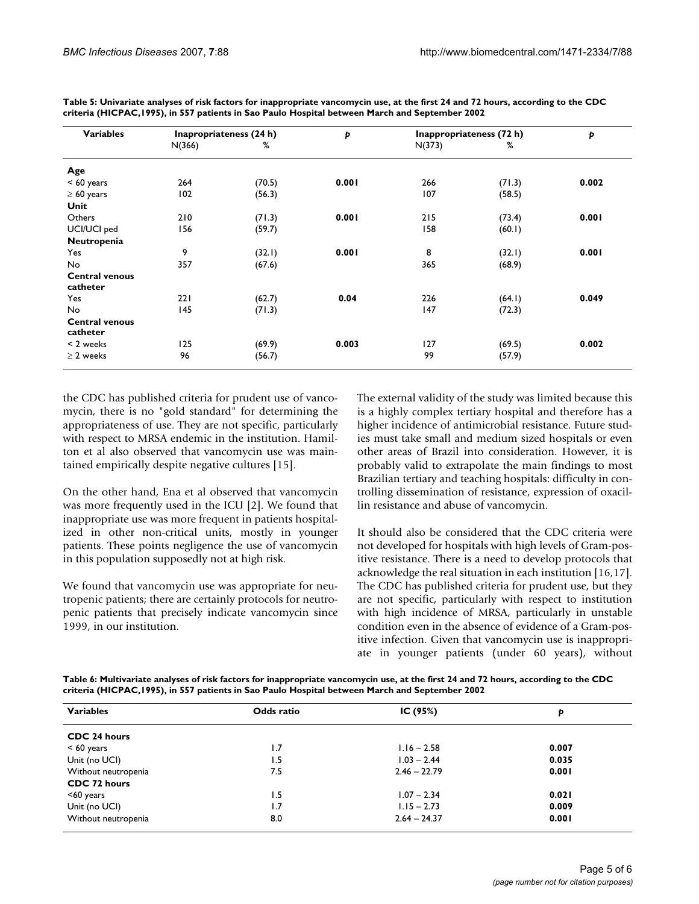**Table 5: Univariate analyses of risk factors for inappropriate vancomycin use, at the first 24 and 72 hours, according to the CDC criteria (HICPAC,1995), in 557 patients in Sao Paulo Hospital between March and September 2002**

| Variables | Inapropriateness (24 h) | | *p* | Inappropriateness (72 h) | | *p* |
|---|---|---|---|---|---|---|
| | N(366) | % | | N(373) | % | |
| **Age** | | | | | | |
| < 60 years | 264 | (70.5) | **0.001** | 266 | (71.3) | **0.002** |
| ≥ 60 years | 102 | (56.3) | | 107 | (58.5) | |
| **Unit** | | | | | | |
| Others | 210 | (71.3) | **0.001** | 215 | (73.4) | **0.001** |
| UCI/UCI ped | 156 | (59.7) | | 158 | (60.1) | |
| **Neutropenia** | | | | | | |
| Yes | 9 | (32.1) | **0.001** | 8 | (32.1) | **0.001** |
| No | 357 | (67.6) | | 365 | (68.9) | |
| **Central venous catheter** | | | | | | |
| Yes | 221 | (62.7) | **0.04** | 226 | (64.1) | **0.049** |
| No | 145 | (71.3) | | 147 | (72.3) | |
| **Central venous catheter** | | | | | | |
| < 2 weeks | 125 | (69.9) | **0.003** | 127 | (69.5) | **0.002** |
| ≥ 2 weeks | 96 | (56.7) | | 99 | (57.9) | |

the CDC has published criteria for prudent use of vancomycin, there is no "gold standard" for determining the appropriateness of use. They are not specific, particularly with respect to MRSA endemic in the institution. Hamilton et al also observed that vancomycin use was maintained empirically despite negative cultures [15].

On the other hand, Ena et al observed that vancomycin was more frequently used in the ICU [2]. We found that inappropriate use was more frequent in patients hospitalized in other non-critical units, mostly in younger patients. These points negligence the use of vancomycin in this population supposedly not at high risk.

We found that vancomycin use was appropriate for neutropenic patients; there are certainly protocols for neutropenic patients that precisely indicate vancomycin since 1999, in our institution.

The external validity of the study was limited because this is a highly complex tertiary hospital and therefore has a higher incidence of antimicrobial resistance. Future studies must take small and medium sized hospitals or even other areas of Brazil into consideration. However, it is probably valid to extrapolate the main findings to most Brazilian tertiary and teaching hospitals: difficulty in controlling dissemination of resistance, expression of oxacillin resistance and abuse of vancomycin.

It should also be considered that the CDC criteria were not developed for hospitals with high levels of Gram-positive resistance. There is a need to develop protocols that acknowledge the real situation in each institution [16,17]. The CDC has published criteria for prudent use, but they are not specific, particularly with respect to institution with high incidence of MRSA, particularly in unstable condition even in the absence of evidence of a Gram-positive infection. Given that vancomycin use is inappropriate in younger patients (under 60 years), without

**Table 6: Multivariate analyses of risk factors for inappropriate vancomycin use, at the first 24 and 72 hours, according to the CDC criteria (HICPAC,1995), in 557 patients in Sao Paulo Hospital between March and September 2002**

| Variables | Odds ratio | IC (95%) | *p* |
|---|---|---|---|
| **CDC 24 hours** | | | |
| < 60 years | 1.7 | 1.16 – 2.58 | **0.007** |
| Unit (no UCI) | 1.5 | 1.03 – 2.44 | **0.035** |
| Without neutropenia | 7.5 | 2.46 – 22.79 | **0.001** |
| **CDC 72 hours** | | | |
| <60 years | 1.5 | 1.07 – 2.34 | **0.021** |
| Unit (no UCI) | 1.7 | 1.15 – 2.73 | **0.009** |
| Without neutropenia | 8.0 | 2.64 – 24.37 | **0.001** |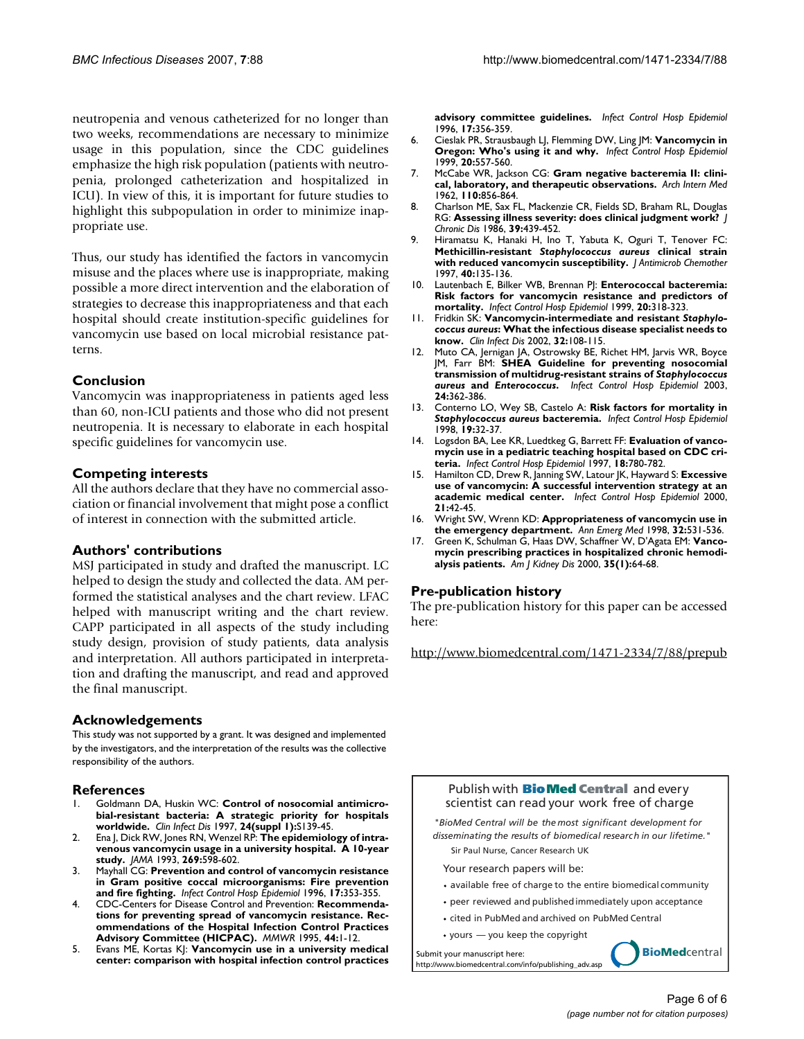neutropenia and venous catheterized for no longer than two weeks, recommendations are necessary to minimize usage in this population, since the CDC guidelines emphasize the high risk population (patients with neutropenia, prolonged catheterization and hospitalized in ICU). In view of this, it is important for future studies to highlight this subpopulation in order to minimize inappropriate use.

Thus, our study has identified the factors in vancomycin misuse and the places where use is inappropriate, making possible a more direct intervention and the elaboration of strategies to decrease this inappropriateness and that each hospital should create institution-specific guidelines for vancomycin use based on local microbial resistance patterns.

## Conclusion

Vancomycin was inappropriateness in patients aged less than 60, non-ICU patients and those who did not present neutropenia. It is necessary to elaborate in each hospital specific guidelines for vancomycin use.

## Competing interests

All the authors declare that they have no commercial association or financial involvement that might pose a conflict of interest in connection with the submitted article.

## Authors' contributions

MSJ participated in study and drafted the manuscript. LC helped to design the study and collected the data. AM performed the statistical analyses and the chart review. LFAC helped with manuscript writing and the chart review. CAPP participated in all aspects of the study including study design, provision of study patients, data analysis and interpretation. All authors participated in interpretation and drafting the manuscript, and read and approved the final manuscript.

## Acknowledgements

This study was not supported by a grant. It was designed and implemented by the investigators, and the interpretation of the results was the collective responsibility of the authors.

## References

1. Goldmann DA, Huskin WC: **Control of nosocomial antimicrobial-resistant bacteria: A strategic priority for hospitals worldwide.** *Clin Infect Dis* 1997, **24(suppl 1):**S139-45.
2. Ena J, Dick RW, Jones RN, Wenzel RP: **The epidemiology of intravenous vancomycin usage in a university hospital. A 10-year study.** *JAMA* 1993, **269:**598-602.
3. Mayhall CG: **Prevention and control of vancomycin resistance in Gram positive coccal microorganisms: Fire prevention and fire fighting.** *Infect Control Hosp Epidemiol* 1996, **17:**353-355.
4. CDC-Centers for Disease Control and Prevention: **Recommendations for preventing spread of vancomycin resistance. Recommendations of the Hospital Infection Control Practices Advisory Committee (HICPAC).** *MMWR* 1995, **44:**1-12.
5. Evans ME, Kortas KJ: **Vancomycin use in a university medical center: comparison with hospital infection control practices advisory committee guidelines.** *Infect Control Hosp Epidemiol* 1996, **17:**356-359.
6. Cieslak PR, Strausbaugh LJ, Flemming DW, Ling JM: **Vancomycin in Oregon: Who's using it and why.** *Infect Control Hosp Epidemiol* 1999, **20:**557-560.
7. McCabe WR, Jackson CG: **Gram negative bacteremia II: clinical, laboratory, and therapeutic observations.** *Arch Intern Med* 1962, **110:**856-864.
8. Charlson ME, Sax FL, Mackenzie CR, Fields SD, Braham RL, Douglas RG: **Assessing illness severity: does clinical judgment work?** *J Chronic Dis* 1986, **39:**439-452.
9. Hiramatsu K, Hanaki H, Ino T, Yabuta K, Oguri T, Tenover FC: **Methicillin-resistant *Staphylococcus aureus* clinical strain with reduced vancomycin susceptibility.** *J Antimicrob Chemother* 1997, **40:**135-136.
10. Lautenbach E, Bilker WB, Brennan PJ: **Enterococcal bacteremia: Risk factors for vancomycin resistance and predictors of mortality.** *Infect Control Hosp Epidemiol* 1999, **20:**318-323.
11. Fridkin SK: **Vancomycin-intermediate and resistant *Staphylococcus aureus*: What the infectious disease specialist needs to know.** *Clin Infect Dis* 2002, **32:**108-115.
12. Muto CA, Jernigan JA, Ostrowsky BE, Richet HM, Jarvis WR, Boyce JM, Farr BM: **SHEA Guideline for preventing nosocomial transmission of multidrug-resistant strains of *Staphylococcus aureus* and *Enterococcus*.** *Infect Control Hosp Epidemiol* 2003, **24:**362-386.
13. Conterno LO, Wey SB, Castelo A: **Risk factors for mortality in *Staphylococcus aureus* bacteremia.** *Infect Control Hosp Epidemiol* 1998, **19:**32-37.
14. Logsdon BA, Lee KR, Luedtkeg G, Barrett FF: **Evaluation of vancomycin use in a pediatric teaching hospital based on CDC criteria.** *Infect Control Hosp Epidemiol* 1997, **18:**780-782.
15. Hamilton CD, Drew R, Janning SW, Latour JK, Hayward S: **Excessive use of vancomycin: A successful intervention strategy at an academic medical center.** *Infect Control Hosp Epidemiol* 2000, **21:**42-45.
16. Wright SW, Wrenn KD: **Appropriateness of vancomycin use in the emergency department.** *Ann Emerg Med* 1998, **32:**531-536.
17. Green K, Schulman G, Haas DW, Schaffner W, D'Agata EM: **Vancomycin prescribing practices in hospitalized chronic hemodialysis patients.** *Am J Kidney Dis* 2000, **35(1):**64-68.

## Pre-publication history

The pre-publication history for this paper can be accessed here:

http://www.biomedcentral.com/1471-2334/7/88/prepub

Publish with **BioMed Central** and every scientist can read your work free of charge

*"BioMed Central will be the most significant development for disseminating the results of biomedical research in our lifetime."*
Sir Paul Nurse, Cancer Research UK

Your research papers will be:

- available free of charge to the entire biomedical community
- peer reviewed and published immediately upon acceptance
- cited in PubMed and archived on PubMed Central
- yours — you keep the copyright

Submit your manuscript here:
http://www.biomedcentral.com/info/publishing_adv.asp

BioMedcentral